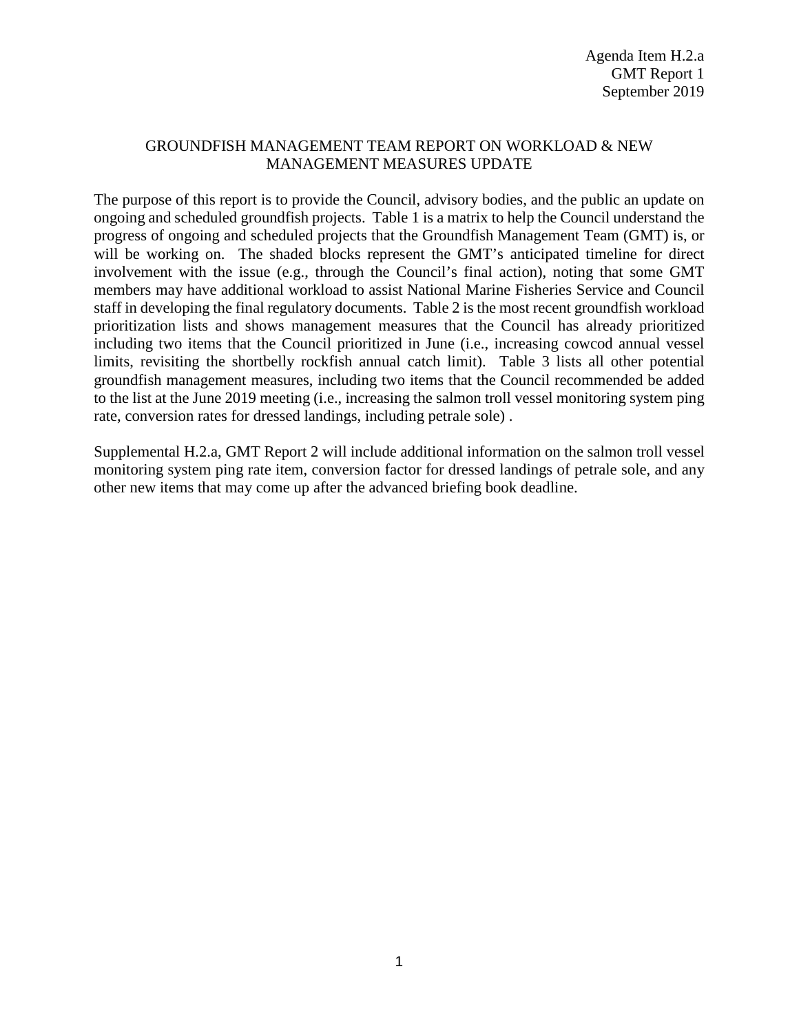Agenda Item H.2.a
GMT Report 1
September 2019

# GROUNDFISH MANAGEMENT TEAM REPORT ON WORKLOAD & NEW MANAGEMENT MEASURES UPDATE

The purpose of this report is to provide the Council, advisory bodies, and the public an update on ongoing and scheduled groundfish projects. Table 1 is a matrix to help the Council understand the progress of ongoing and scheduled projects that the Groundfish Management Team (GMT) is, or will be working on. The shaded blocks represent the GMT's anticipated timeline for direct involvement with the issue (e.g., through the Council's final action), noting that some GMT members may have additional workload to assist National Marine Fisheries Service and Council staff in developing the final regulatory documents. Table 2 is the most recent groundfish workload prioritization lists and shows management measures that the Council has already prioritized including two items that the Council prioritized in June (i.e., increasing cowcod annual vessel limits, revisiting the shortbelly rockfish annual catch limit). Table 3 lists all other potential groundfish management measures, including two items that the Council recommended be added to the list at the June 2019 meeting (i.e., increasing the salmon troll vessel monitoring system ping rate, conversion rates for dressed landings, including petrale sole) .

Supplemental H.2.a, GMT Report 2 will include additional information on the salmon troll vessel monitoring system ping rate item, conversion factor for dressed landings of petrale sole, and any other new items that may come up after the advanced briefing book deadline.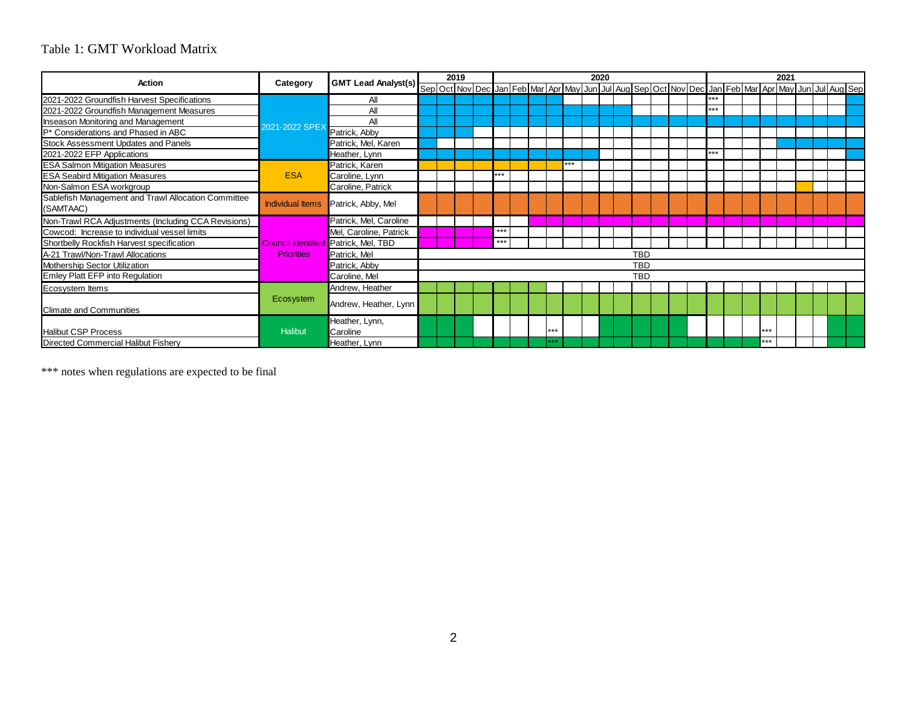Table 1: GMT Workload Matrix

| Action | Category | GMT Lead Analyst(s) | 2019 Sep | 2019 Oct | 2019 Nov | 2019 Dec | 2020 Jan | 2020 Feb | 2020 Mar | 2020 Apr | 2020 May | 2020 Jun | 2020 Jul | 2020 Aug | 2020 Sep | 2020 Oct | 2020 Nov | 2020 Dec | 2021 Jan | 2021 Feb | 2021 Mar | 2021 Apr | 2021 May | 2021 Jun | 2021 Jul | 2021 Aug | 2021 Sep |
|---|---|---|---|---|---|---|---|---|---|---|---|---|---|---|---|---|---|---|---|---|---|---|---|---|---|---|---|
| 2021-2022 Groundfish Harvest Specifications | 2021-2022 SPEX | All | | | | | | | | | | | | | | | | | *** | | | | | | | | |
| 2021-2022 Groundfish Management Measures | 2021-2022 SPEX | All | | | | | | | | | | | | | | | | | *** | | | | | | | | |
| Inseason Monitoring and Management | 2021-2022 SPEX | All | | | | | | | | | | | | | | | | | | | | | | | | | |
| P* Considerations and Phased in ABC | 2021-2022 SPEX | Patrick, Abby | | | | | | | | | | | | | | | | | | | | | | | | | |
| Stock Assessment Updates and Panels | 2021-2022 SPEX | Patrick, Mel, Karen | | | | | | | | | | | | | | | | | | | | | | | | | |
| 2021-2022 EFP Applications | 2021-2022 SPEX | Heather, Lynn | | | | | | | | | | | | | | | | | *** | | | | | | | | |
| ESA Salmon Mitigation Measures | ESA | Patrick, Karen | | | | | | | | | *** | | | | | | | | | | | | | | | | |
| ESA Seabird Mitigation Measures | ESA | Caroline, Lynn | | | | | *** | | | | | | | | | | | | | | | | | | | | |
| Non-Salmon ESA workgroup | ESA | Caroline, Patrick | | | | | | | | | | | | | | | | | | | | | | | | | |
| Sablefish Management and Trawl Allocation Committee (SAMTAAC) | Individual Items | Patrick, Abby, Mel | | | | | | | | | | | | | | | | | | | | | | | | | |
| Non-Trawl RCA Adjustments (Including CCA Revisions) | Council Identified Priorities | Patrick, Mel, Caroline | | | | | | | | | | | | | | | | | | | | | | | | | |
| Cowcod: Increase to individual vessel limits | Council Identified Priorities | Mel, Caroline, Patrick | | | | | *** | | | | | | | | | | | | | | | | | | | | |
| Shortbelly Rockfish Harvest specification | Council Identified Priorities | Patrick, Mel, TBD | | | | | *** | | | | | | | | | | | | | | | | | | | | |
| A-21 Trawl/Non-Trawl Allocations | Council Identified Priorities | Patrick, Mel | TBD | | | | | | | | | | | | | | | | | | | | | | | | |
| Mothership Sector Utilization | Council Identified Priorities | Patrick, Abby | TBD | | | | | | | | | | | | | | | | | | | | | | | | |
| Emley Platt EFP into Regulation | Council Identified Priorities | Caroline, Mel | TBD | | | | | | | | | | | | | | | | | | | | | | | | |
| Ecosystem Items | Ecosystem | Andrew, Heather | | | | | | | | | | | | | | | | | | | | | | | | | |
| Climate and Communities | Ecosystem | Andrew, Heather, Lynn | | | | | | | | | | | | | | | | | | | | | | | | | |
| Halibut CSP Process | Halibut | Heather, Lynn, Caroline | | | | | | | | *** | | | | | | | | | | | | *** | | | | | |
| Directed Commercial Halibut Fishery | Halibut | Heather, Lynn | | | | | | | | *** | | | | | | | | | | | | *** | | | | | |

*** notes when regulations are expected to be final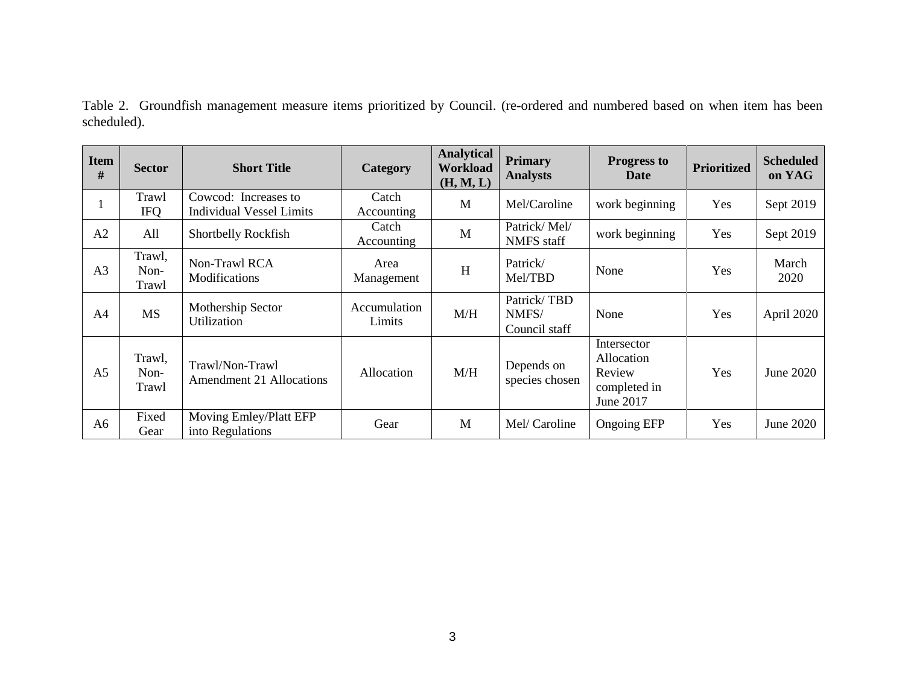Table 2. Groundfish management measure items prioritized by Council. (re-ordered and numbered based on when item has been scheduled).

| Item # | Sector | Short Title | Category | Analytical Workload (H, M, L) | Primary Analysts | Progress to Date | Prioritized | Scheduled on YAG |
|---|---|---|---|---|---|---|---|---|
| 1 | Trawl IFQ | Cowcod: Increases to Individual Vessel Limits | Catch Accounting | M | Mel/Caroline | work beginning | Yes | Sept 2019 |
| A2 | All | Shortbelly Rockfish | Catch Accounting | M | Patrick/ Mel/ NMFS staff | work beginning | Yes | Sept 2019 |
| A3 | Trawl, Non-Trawl | Non-Trawl RCA Modifications | Area Management | H | Patrick/ Mel/TBD | None | Yes | March 2020 |
| A4 | MS | Mothership Sector Utilization | Accumulation Limits | M/H | Patrick/ TBD NMFS/ Council staff | None | Yes | April 2020 |
| A5 | Trawl, Non-Trawl | Trawl/Non-Trawl Amendment 21 Allocations | Allocation | M/H | Depends on species chosen | Intersector Allocation Review completed in June 2017 | Yes | June 2020 |
| A6 | Fixed Gear | Moving Emley/Platt EFP into Regulations | Gear | M | Mel/ Caroline | Ongoing EFP | Yes | June 2020 |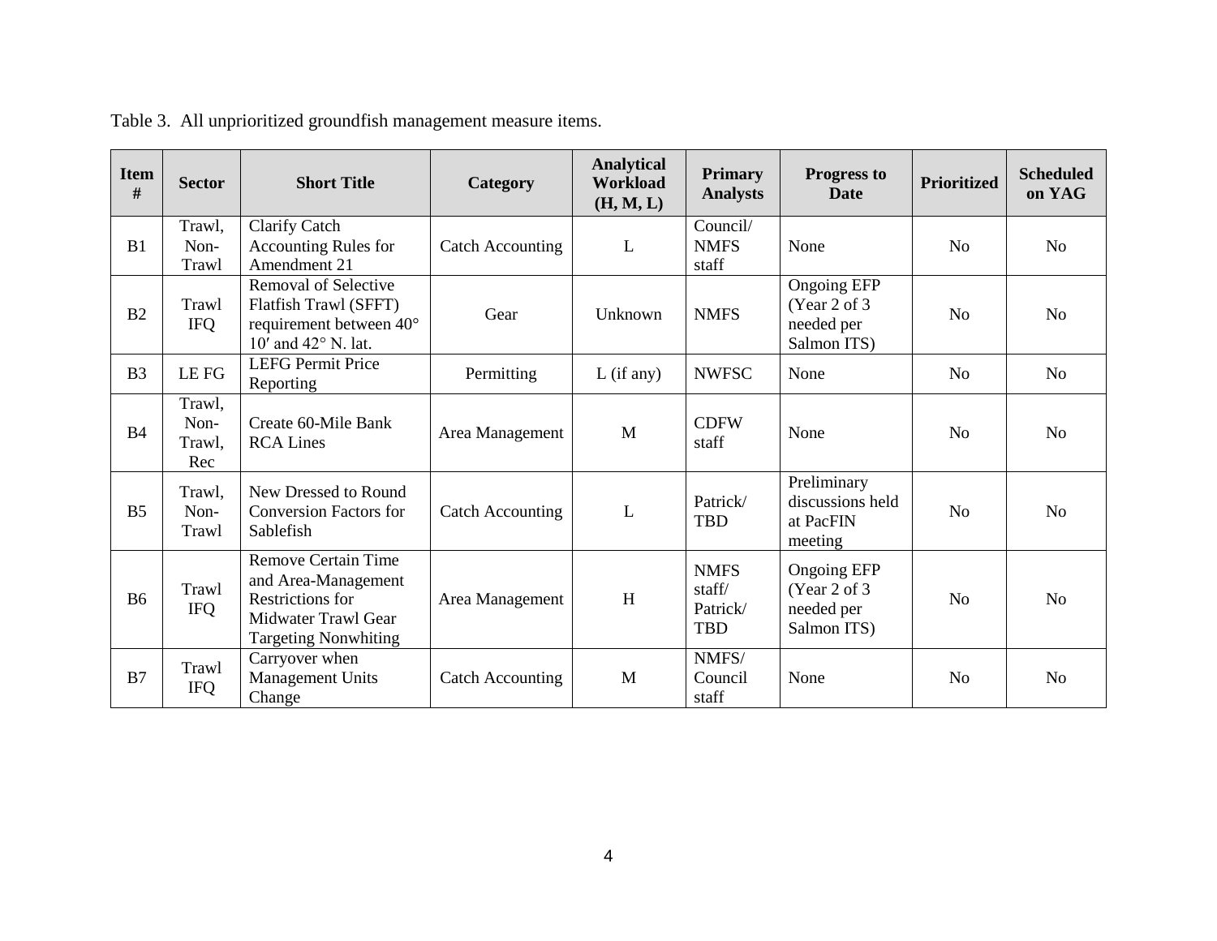Table 3. All unprioritized groundfish management measure items.

| Item # | Sector | Short Title | Category | Analytical Workload (H, M, L) | Primary Analysts | Progress to Date | Prioritized | Scheduled on YAG |
|---|---|---|---|---|---|---|---|---|
| B1 | Trawl, Non-Trawl | Clarify Catch Accounting Rules for Amendment 21 | Catch Accounting | L | Council/ NMFS staff | None | No | No |
| B2 | Trawl IFQ | Removal of Selective Flatfish Trawl (SFFT) requirement between 40° 10′ and 42° N. lat. | Gear | Unknown | NMFS | Ongoing EFP (Year 2 of 3 needed per Salmon ITS) | No | No |
| B3 | LE FG | LEFG Permit Price Reporting | Permitting | L (if any) | NWFSC | None | No | No |
| B4 | Trawl, Non-Trawl, Rec | Create 60-Mile Bank RCA Lines | Area Management | M | CDFW staff | None | No | No |
| B5 | Trawl, Non-Trawl | New Dressed to Round Conversion Factors for Sablefish | Catch Accounting | L | Patrick/ TBD | Preliminary discussions held at PacFIN meeting | No | No |
| B6 | Trawl IFQ | Remove Certain Time and Area-Management Restrictions for Midwater Trawl Gear Targeting Nonwhiting | Area Management | H | NMFS staff/ Patrick/ TBD | Ongoing EFP (Year 2 of 3 needed per Salmon ITS) | No | No |
| B7 | Trawl IFQ | Carryover when Management Units Change | Catch Accounting | M | NMFS/ Council staff | None | No | No |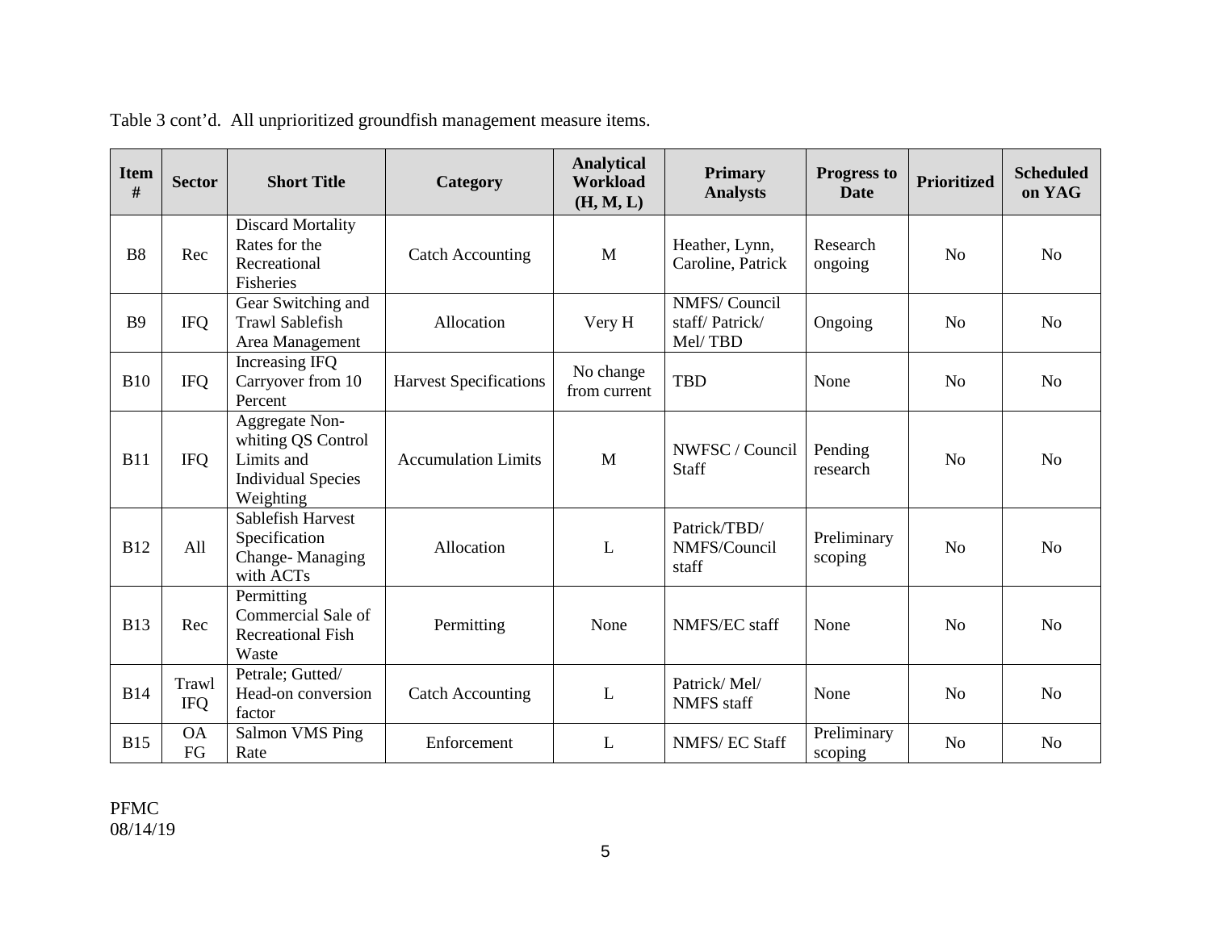Table 3 cont'd. All unprioritized groundfish management measure items.

| Item # | Sector | Short Title | Category | Analytical Workload (H, M, L) | Primary Analysts | Progress to Date | Prioritized | Scheduled on YAG |
|---|---|---|---|---|---|---|---|---|
| B8 | Rec | Discard Mortality Rates for the Recreational Fisheries | Catch Accounting | M | Heather, Lynn, Caroline, Patrick | Research ongoing | No | No |
| B9 | IFQ | Gear Switching and Trawl Sablefish Area Management | Allocation | Very H | NMFS/ Council staff/ Patrick/ Mel/ TBD | Ongoing | No | No |
| B10 | IFQ | Increasing IFQ Carryover from 10 Percent | Harvest Specifications | No change from current | TBD | None | No | No |
| B11 | IFQ | Aggregate Non-whiting QS Control Limits and Individual Species Weighting | Accumulation Limits | M | NWFSC / Council Staff | Pending research | No | No |
| B12 | All | Sablefish Harvest Specification Change- Managing with ACTs | Allocation | L | Patrick/TBD/ NMFS/Council staff | Preliminary scoping | No | No |
| B13 | Rec | Permitting Commercial Sale of Recreational Fish Waste | Permitting | None | NMFS/EC staff | None | No | No |
| B14 | Trawl IFQ | Petrale; Gutted/ Head-on conversion factor | Catch Accounting | L | Patrick/ Mel/ NMFS staff | None | No | No |
| B15 | OA FG | Salmon VMS Ping Rate | Enforcement | L | NMFS/ EC Staff | Preliminary scoping | No | No |

PFMC
08/14/19